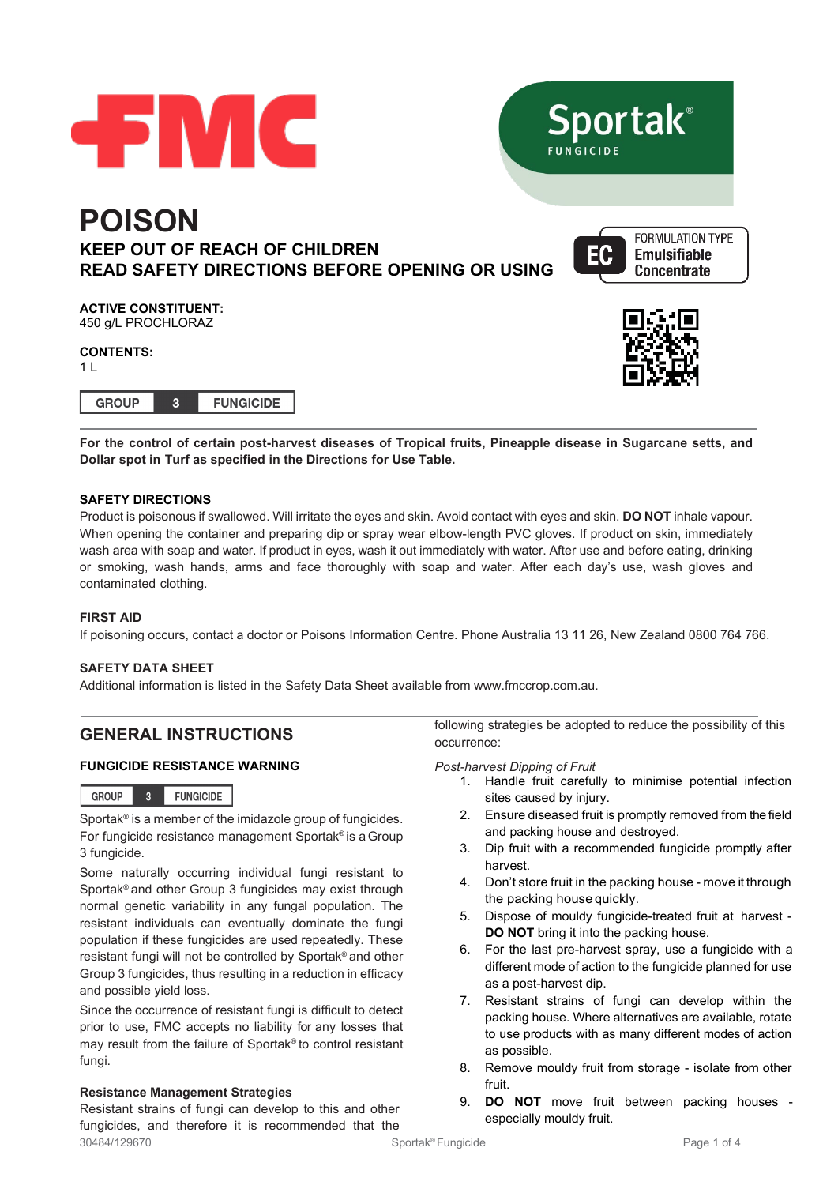FMC

**Sportak®**
FUNGICIDE

# POISON

## KEEP OUT OF REACH OF CHILDREN
## READ SAFETY DIRECTIONS BEFORE OPENING OR USING

FORMULATION TYPE
**EC** Emulsifiable Concentrate

**ACTIVE CONSTITUENT:**
450 g/L PROCHLORAZ

**CONTENTS:**
1 L

| GROUP | 3 | FUNGICIDE |
|---|---|---|

**For the control of certain post-harvest diseases of Tropical fruits, Pineapple disease in Sugarcane setts, and Dollar spot in Turf as specified in the Directions for Use Table.**

### SAFETY DIRECTIONS

Product is poisonous if swallowed. Will irritate the eyes and skin. Avoid contact with eyes and skin. **DO NOT** inhale vapour. When opening the container and preparing dip or spray wear elbow-length PVC gloves. If product on skin, immediately wash area with soap and water. If product in eyes, wash it out immediately with water. After use and before eating, drinking or smoking, wash hands, arms and face thoroughly with soap and water. After each day's use, wash gloves and contaminated clothing.

### FIRST AID

If poisoning occurs, contact a doctor or Poisons Information Centre. Phone Australia 13 11 26, New Zealand 0800 764 766.

### SAFETY DATA SHEET

Additional information is listed in the Safety Data Sheet available from www.fmccrop.com.au.

## GENERAL INSTRUCTIONS

### FUNGICIDE RESISTANCE WARNING

| GROUP | 3 | FUNGICIDE |
|---|---|---|

Sportak® is a member of the imidazole group of fungicides. For fungicide resistance management Sportak® is a Group 3 fungicide.

Some naturally occurring individual fungi resistant to Sportak® and other Group 3 fungicides may exist through normal genetic variability in any fungal population. The resistant individuals can eventually dominate the fungi population if these fungicides are used repeatedly. These resistant fungi will not be controlled by Sportak® and other Group 3 fungicides, thus resulting in a reduction in efficacy and possible yield loss.

Since the occurrence of resistant fungi is difficult to detect prior to use, FMC accepts no liability for any losses that may result from the failure of Sportak® to control resistant fungi.

**Resistance Management Strategies**

Resistant strains of fungi can develop to this and other fungicides, and therefore it is recommended that the following strategies be adopted to reduce the possibility of this occurrence:

*Post-harvest Dipping of Fruit*

1. Handle fruit carefully to minimise potential infection sites caused by injury.
2. Ensure diseased fruit is promptly removed from the field and packing house and destroyed.
3. Dip fruit with a recommended fungicide promptly after harvest.
4. Don't store fruit in the packing house - move it through the packing house quickly.
5. Dispose of mouldy fungicide-treated fruit at harvest - **DO NOT** bring it into the packing house.
6. For the last pre-harvest spray, use a fungicide with a different mode of action to the fungicide planned for use as a post-harvest dip.
7. Resistant strains of fungi can develop within the packing house. Where alternatives are available, rotate to use products with as many different modes of action as possible.
8. Remove mouldy fruit from storage - isolate from other fruit.
9. **DO NOT** move fruit between packing houses - especially mouldy fruit.

30484/129670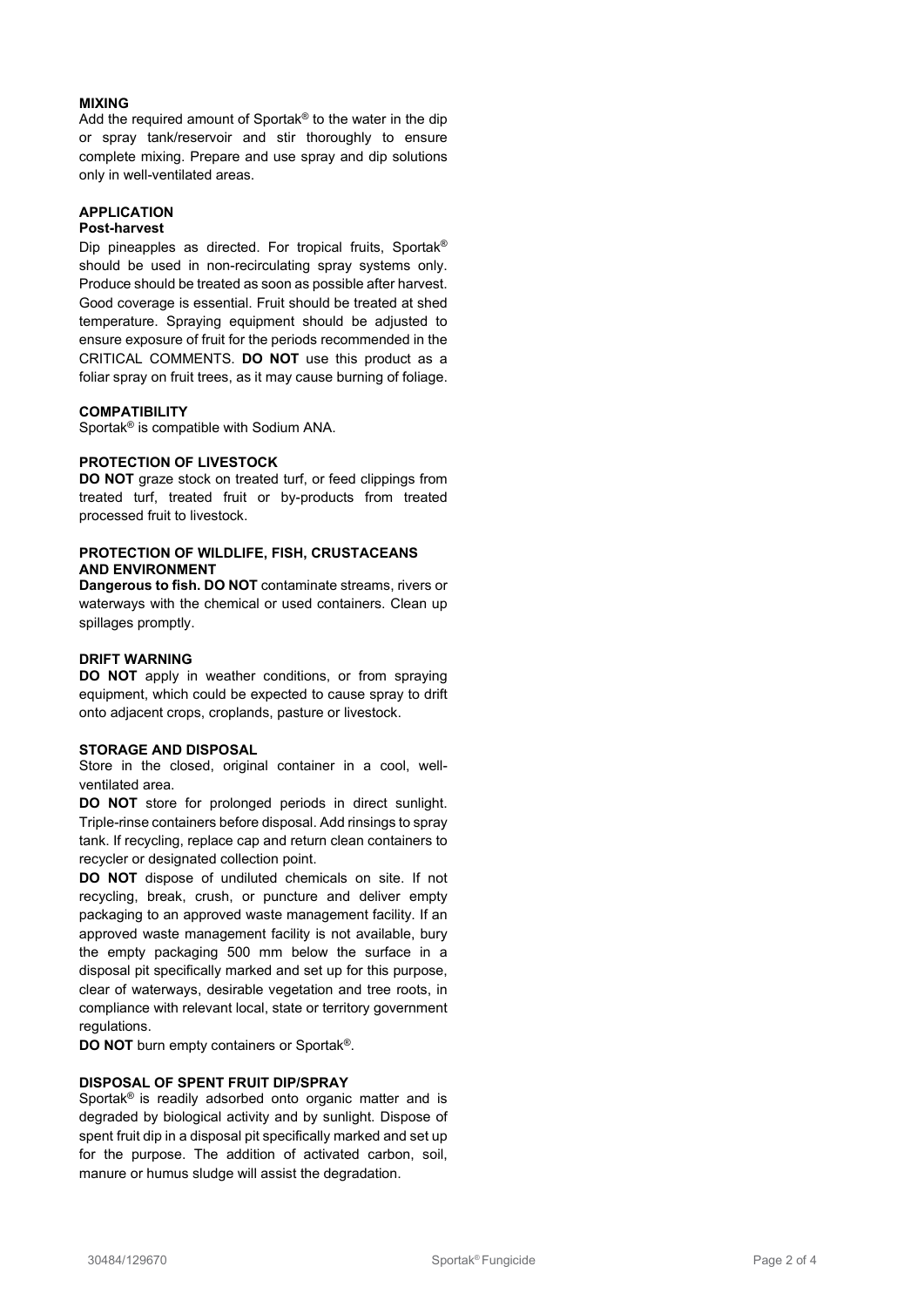**MIXING**

Add the required amount of Sportak® to the water in the dip or spray tank/reservoir and stir thoroughly to ensure complete mixing. Prepare and use spray and dip solutions only in well-ventilated areas.

**APPLICATION**

**Post-harvest**

Dip pineapples as directed. For tropical fruits, Sportak® should be used in non-recirculating spray systems only. Produce should be treated as soon as possible after harvest. Good coverage is essential. Fruit should be treated at shed temperature. Spraying equipment should be adjusted to ensure exposure of fruit for the periods recommended in the CRITICAL COMMENTS. **DO NOT** use this product as a foliar spray on fruit trees, as it may cause burning of foliage.

**COMPATIBILITY**

Sportak® is compatible with Sodium ANA.

**PROTECTION OF LIVESTOCK**

**DO NOT** graze stock on treated turf, or feed clippings from treated turf, treated fruit or by-products from treated processed fruit to livestock.

**PROTECTION OF WILDLIFE, FISH, CRUSTACEANS AND ENVIRONMENT**

**Dangerous to fish. DO NOT** contaminate streams, rivers or waterways with the chemical or used containers. Clean up spillages promptly.

**DRIFT WARNING**

**DO NOT** apply in weather conditions, or from spraying equipment, which could be expected to cause spray to drift onto adjacent crops, croplands, pasture or livestock.

**STORAGE AND DISPOSAL**

Store in the closed, original container in a cool, well-ventilated area.

**DO NOT** store for prolonged periods in direct sunlight. Triple-rinse containers before disposal. Add rinsings to spray tank. If recycling, replace cap and return clean containers to recycler or designated collection point.

**DO NOT** dispose of undiluted chemicals on site. If not recycling, break, crush, or puncture and deliver empty packaging to an approved waste management facility. If an approved waste management facility is not available, bury the empty packaging 500 mm below the surface in a disposal pit specifically marked and set up for this purpose, clear of waterways, desirable vegetation and tree roots, in compliance with relevant local, state or territory government regulations.

**DO NOT** burn empty containers or Sportak®.

**DISPOSAL OF SPENT FRUIT DIP/SPRAY**

Sportak® is readily adsorbed onto organic matter and is degraded by biological activity and by sunlight. Dispose of spent fruit dip in a disposal pit specifically marked and set up for the purpose. The addition of activated carbon, soil, manure or humus sludge will assist the degradation.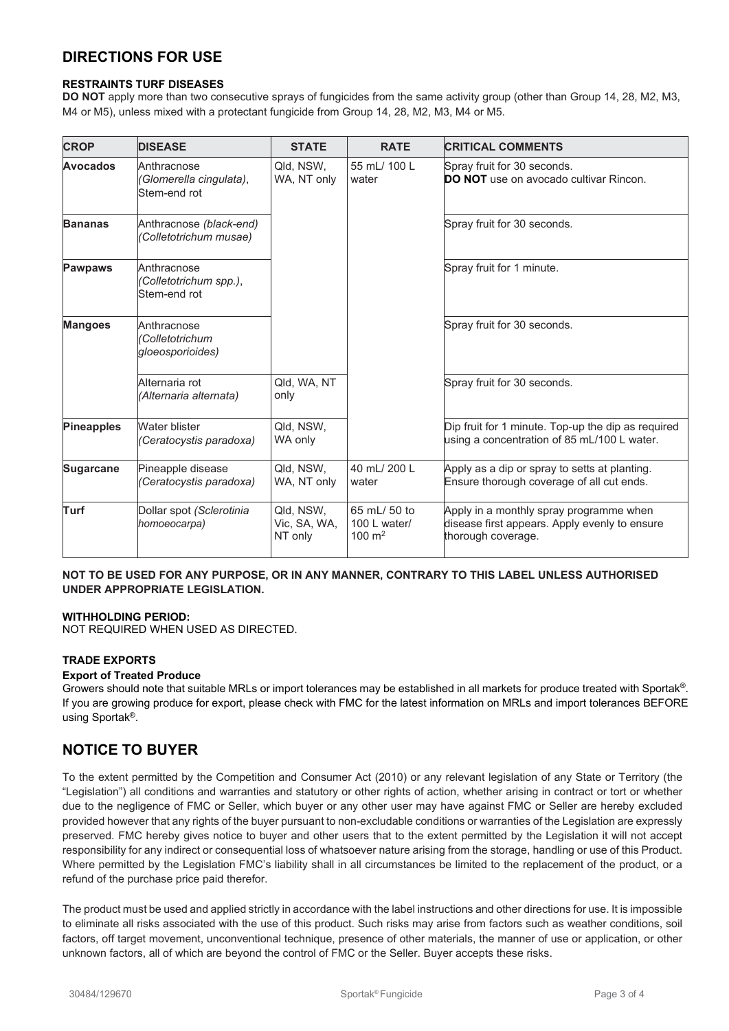## DIRECTIONS FOR USE

**RESTRAINTS TURF DISEASES**

**DO NOT** apply more than two consecutive sprays of fungicides from the same activity group (other than Group 14, 28, M2, M3, M4 or M5), unless mixed with a protectant fungicide from Group 14, 28, M2, M3, M4 or M5.

| CROP | DISEASE | STATE | RATE | CRITICAL COMMENTS |
|---|---|---|---|---|
| **Avocados** | Anthracnose (*Glomerella cingulata*), Stem-end rot | Qld, NSW, WA, NT only | 55 mL/ 100 L water | Spray fruit for 30 seconds. **DO NOT** use on avocado cultivar Rincon. |
| **Bananas** | Anthracnose *(black-end)* (*Colletotrichum musae)* | | | Spray fruit for 30 seconds. |
| **Pawpaws** | Anthracnose (*Colletotrichum spp.*), Stem-end rot | | | Spray fruit for 1 minute. |
| **Mangoes** | Anthracnose (*Colletotrichum gloeosporioides)* | | | Spray fruit for 30 seconds. |
| | Alternaria rot (*Alternaria alternata)* | Qld, WA, NT only | | Spray fruit for 30 seconds. |
| **Pineapples** | Water blister (*Ceratocystis paradoxa)* | Qld, NSW, WA only | | Dip fruit for 1 minute. Top-up the dip as required using a concentration of 85 mL/100 L water. |
| **Sugarcane** | Pineapple disease (*Ceratocystis paradoxa)* | Qld, NSW, WA, NT only | 40 mL/ 200 L water | Apply as a dip or spray to setts at planting. Ensure thorough coverage of all cut ends. |
| **Turf** | Dollar spot *(Sclerotinia homoeocarpa)* | Qld, NSW, Vic, SA, WA, NT only | 65 mL/ 50 to 100 L water/ 100 $m^2$ | Apply in a monthly spray programme when disease first appears. Apply evenly to ensure thorough coverage. |

**NOT TO BE USED FOR ANY PURPOSE, OR IN ANY MANNER, CONTRARY TO THIS LABEL UNLESS AUTHORISED UNDER APPROPRIATE LEGISLATION.**

**WITHHOLDING PERIOD:**

NOT REQUIRED WHEN USED AS DIRECTED.

**TRADE EXPORTS**

**Export of Treated Produce**

Growers should note that suitable MRLs or import tolerances may be established in all markets for produce treated with Sportak®. If you are growing produce for export, please check with FMC for the latest information on MRLs and import tolerances BEFORE using Sportak®.

## NOTICE TO BUYER

To the extent permitted by the Competition and Consumer Act (2010) or any relevant legislation of any State or Territory (the "Legislation") all conditions and warranties and statutory or other rights of action, whether arising in contract or tort or whether due to the negligence of FMC or Seller, which buyer or any other user may have against FMC or Seller are hereby excluded provided however that any rights of the buyer pursuant to non-excludable conditions or warranties of the Legislation are expressly preserved. FMC hereby gives notice to buyer and other users that to the extent permitted by the Legislation it will not accept responsibility for any indirect or consequential loss of whatsoever nature arising from the storage, handling or use of this Product. Where permitted by the Legislation FMC's liability shall in all circumstances be limited to the replacement of the product, or a refund of the purchase price paid therefor.

The product must be used and applied strictly in accordance with the label instructions and other directions for use. It is impossible to eliminate all risks associated with the use of this product. Such risks may arise from factors such as weather conditions, soil factors, off target movement, unconventional technique, presence of other materials, the manner of use or application, or other unknown factors, all of which are beyond the control of FMC or the Seller. Buyer accepts these risks.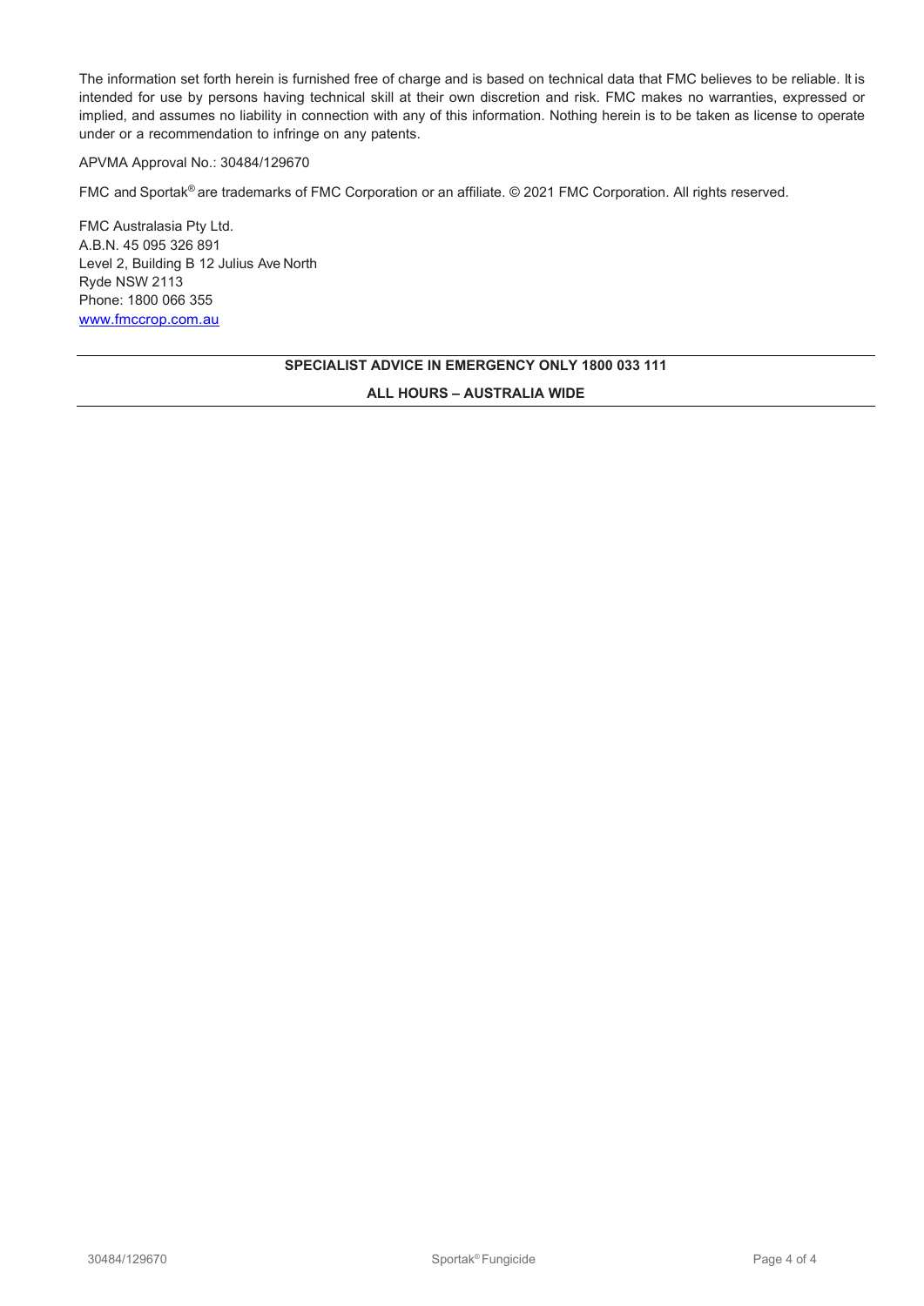The information set forth herein is furnished free of charge and is based on technical data that FMC believes to be reliable. It is intended for use by persons having technical skill at their own discretion and risk. FMC makes no warranties, expressed or implied, and assumes no liability in connection with any of this information. Nothing herein is to be taken as license to operate under or a recommendation to infringe on any patents.

APVMA Approval No.: 30484/129670

FMC and Sportak® are trademarks of FMC Corporation or an affiliate. © 2021 FMC Corporation. All rights reserved.

FMC Australasia Pty Ltd.
A.B.N. 45 095 326 891
Level 2, Building B 12 Julius Ave North
Ryde NSW 2113
Phone: 1800 066 355
[www.fmccrop.com.au](http://www.fmccrop.com.au)

---

**SPECIALIST ADVICE IN EMERGENCY ONLY 1800 033 111**

**ALL HOURS – AUSTRALIA WIDE**

---